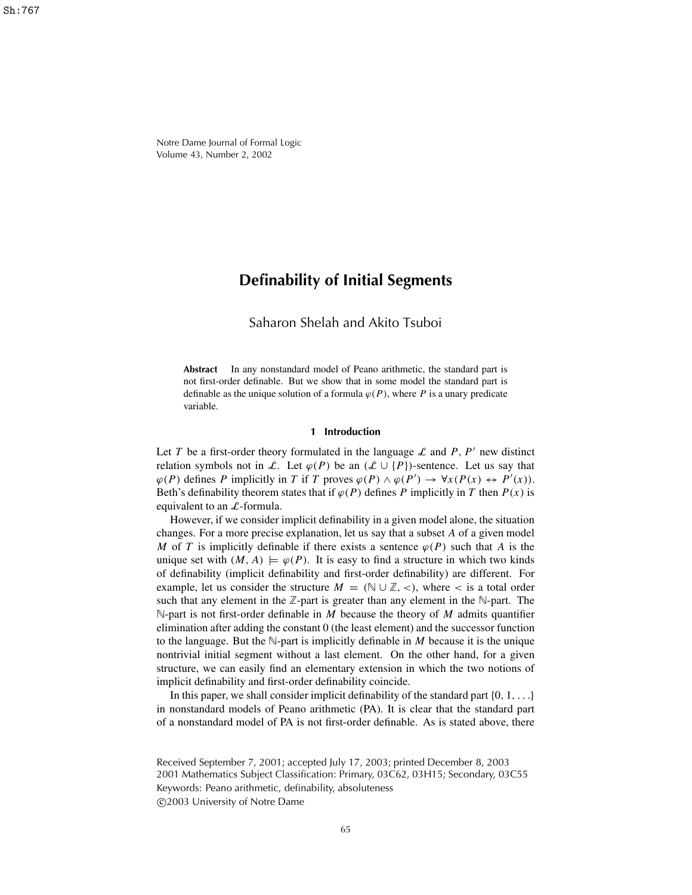# Definability of Initial Segments

Saharon Shelah and Akito Tsuboi

**Abstract** In any nonstandard model of Peano arithmetic, the standard part is not first-order definable. But we show that in some model the standard part is definable as the unique solution of a formula $\varphi(P)$, where $P$ is a unary predicate variable.

## 1 Introduction

Let $T$ be a first-order theory formulated in the language $\mathcal{L}$ and $P$, $P'$ new distinct relation symbols not in $\mathcal{L}$. Let $\varphi(P)$ be an $(\mathcal{L} \cup \{P\})$-sentence. Let us say that $\varphi(P)$ defines $P$ implicitly in $T$ if $T$ proves $\varphi(P) \wedge \varphi(P') \rightarrow \forall x(P(x) \leftrightarrow P'(x))$. Beth's definability theorem states that if $\varphi(P)$ defines $P$ implicitly in $T$ then $P(x)$ is equivalent to an $\mathcal{L}$-formula.

However, if we consider implicit definability in a given model alone, the situation changes. For a more precise explanation, let us say that a subset $A$ of a given model $M$ of $T$ is implicitly definable if there exists a sentence $\varphi(P)$ such that $A$ is the unique set with $(M, A) \models \varphi(P)$. It is easy to find a structure in which two kinds of definability (implicit definability and first-order definability) are different. For example, let us consider the structure $M = (\mathbb{N} \cup \mathbb{Z}, <)$, where $<$ is a total order such that any element in the $\mathbb{Z}$-part is greater than any element in the $\mathbb{N}$-part. The $\mathbb{N}$-part is not first-order definable in $M$ because the theory of $M$ admits quantifier elimination after adding the constant 0 (the least element) and the successor function to the language. But the $\mathbb{N}$-part is implicitly definable in $M$ because it is the unique nontrivial initial segment without a last element. On the other hand, for a given structure, we can easily find an elementary extension in which the two notions of implicit definability and first-order definability coincide.

In this paper, we shall consider implicit definability of the standard part $\{0, 1, \ldots\}$ in nonstandard models of Peano arithmetic (PA). It is clear that the standard part of a nonstandard model of PA is not first-order definable. As is stated above, there

Received September 7, 2001; accepted July 17, 2003; printed December 8, 2003
2001 Mathematics Subject Classification: Primary, 03C62, 03H15; Secondary, 03C55
Keywords: Peano arithmetic, definability, absoluteness
©2003 University of Notre Dame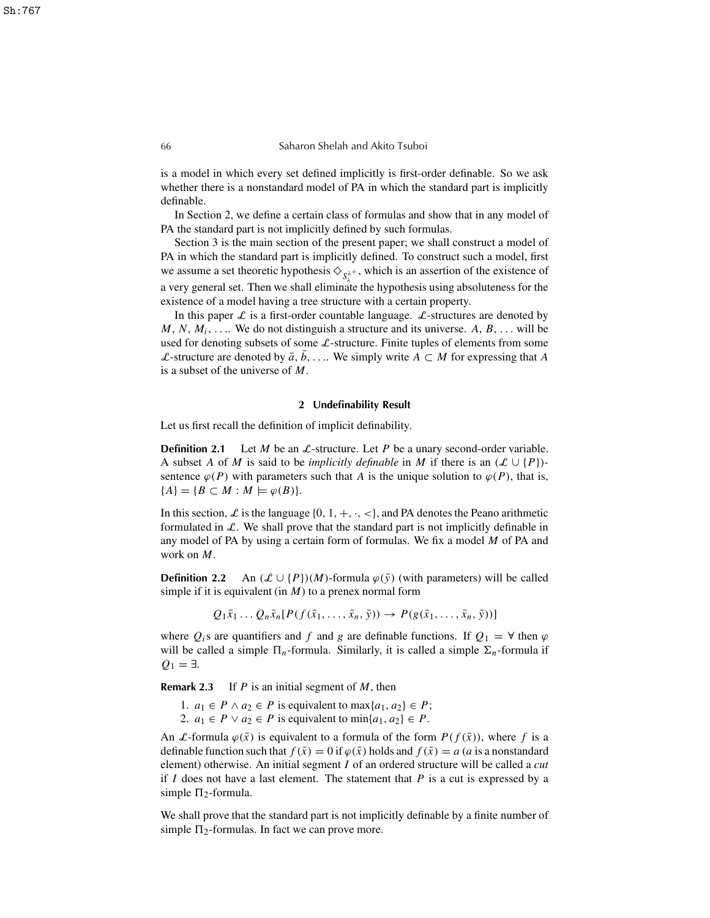is a model in which every set defined implicitly is first-order definable. So we ask whether there is a nonstandard model of PA in which the standard part is implicitly definable.

In Section 2, we define a certain class of formulas and show that in any model of PA the standard part is not implicitly defined by such formulas.

Section 3 is the main section of the present paper; we shall construct a model of PA in which the standard part is implicitly defined. To construct such a model, first we assume a set theoretic hypothesis $\diamondsuit_{S^{\lambda^+}_\lambda}$, which is an assertion of the existence of a very general set. Then we shall eliminate the hypothesis using absoluteness for the existence of a model having a tree structure with a certain property.

In this paper $\mathcal{L}$ is a first-order countable language. $\mathcal{L}$-structures are denoted by $M$, $N$, $M_i$, .... We do not distinguish a structure and its universe. $A$, $B$, ... will be used for denoting subsets of some $\mathcal{L}$-structure. Finite tuples of elements from some $\mathcal{L}$-structure are denoted by $\bar{a}$, $\bar{b}$, .... We simply write $A \subset M$ for expressing that $A$ is a subset of the universe of $M$.

## 2 Undefinability Result

Let us first recall the definition of implicit definability.

**Definition 2.1** Let $M$ be an $\mathcal{L}$-structure. Let $P$ be a unary second-order variable. A subset $A$ of $M$ is said to be *implicitly definable* in $M$ if there is an $(\mathcal{L} \cup \{P\})$-sentence $\varphi(P)$ with parameters such that $A$ is the unique solution to $\varphi(P)$, that is, $\{A\} = \{B \subset M : M \models \varphi(B)\}$.

In this section, $\mathcal{L}$ is the language $\{0, 1, +, \cdot, <\}$, and PA denotes the Peano arithmetic formulated in $\mathcal{L}$. We shall prove that the standard part is not implicitly definable in any model of PA by using a certain form of formulas. We fix a model $M$ of PA and work on $M$.

**Definition 2.2** An $(\mathcal{L} \cup \{P\})(M)$-formula $\varphi(\bar{y})$ (with parameters) will be called simple if it is equivalent (in $M$) to a prenex normal form

$$Q_1\bar{x}_1 \dots Q_n\bar{x}_n[P(f(\bar{x}_1, \dots, \bar{x}_n, \bar{y})) \to P(g(\bar{x}_1, \dots, \bar{x}_n, \bar{y}))]$$

where $Q_i$s are quantifiers and $f$ and $g$ are definable functions. If $Q_1 = \forall$ then $\varphi$ will be called a simple $\Pi_n$-formula. Similarly, it is called a simple $\Sigma_n$-formula if $Q_1 = \exists$.

**Remark 2.3** If $P$ is an initial segment of $M$, then

1. $a_1 \in P \wedge a_2 \in P$ is equivalent to $\max\{a_1, a_2\} \in P$;
2. $a_1 \in P \vee a_2 \in P$ is equivalent to $\min\{a_1, a_2\} \in P$.

An $\mathcal{L}$-formula $\varphi(\bar{x})$ is equivalent to a formula of the form $P(f(\bar{x}))$, where $f$ is a definable function such that $f(\bar{x}) = 0$ if $\varphi(\bar{x})$ holds and $f(\bar{x}) = a$ ($a$ is a nonstandard element) otherwise. An initial segment $I$ of an ordered structure will be called a *cut* if $I$ does not have a last element. The statement that $P$ is a cut is expressed by a simple $\Pi_2$-formula.

We shall prove that the standard part is not implicitly definable by a finite number of simple $\Pi_2$-formulas. In fact we can prove more.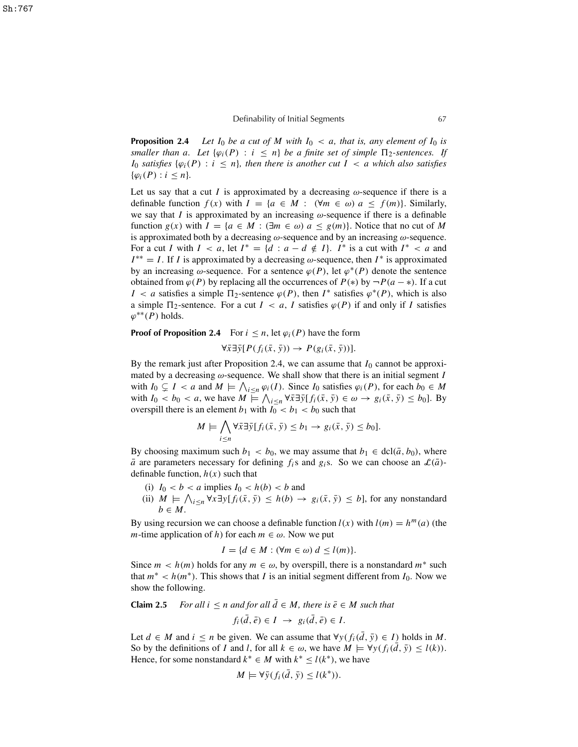**Proposition 2.4** *Let $I_0$ be a cut of $M$ with $I_0 < a$, that is, any element of $I_0$ is smaller than $a$. Let $\{\varphi_i(P) : i \leq n\}$ be a finite set of simple $\Pi_2$-sentences. If $I_0$ satisfies $\{\varphi_i(P) : i \leq n\}$, then there is another cut $I < a$ which also satisfies $\{\varphi_i(P) : i \leq n\}$.*

Let us say that a cut $I$ is approximated by a decreasing $\omega$-sequence if there is a definable function $f(x)$ with $I = \{a \in M : (\forall m \in \omega)\ a \leq f(m)\}$. Similarly, we say that $I$ is approximated by an increasing $\omega$-sequence if there is a definable function $g(x)$ with $I = \{a \in M : (\exists m \in \omega)\ a \leq g(m)\}$. Notice that no cut of $M$ is approximated both by a decreasing $\omega$-sequence and by an increasing $\omega$-sequence. For a cut $I$ with $I < a$, let $I^* = \{d : a - d \notin I\}$. $I^*$ is a cut with $I^* < a$ and $I^{**} = I$. If $I$ is approximated by a decreasing $\omega$-sequence, then $I^*$ is approximated by an increasing $\omega$-sequence. For a sentence $\varphi(P)$, let $\varphi^*(P)$ denote the sentence obtained from $\varphi(P)$ by replacing all the occurrences of $P(*)$ by $\neg P(a - *)$. If a cut $I < a$ satisfies a simple $\Pi_2$-sentence $\varphi(P)$, then $I^*$ satisfies $\varphi^*(P)$, which is also a simple $\Pi_2$-sentence. For a cut $I < a$, $I$ satisfies $\varphi(P)$ if and only if $I$ satisfies $\varphi^{**}(P)$ holds.

**Proof of Proposition 2.4** For $i \leq n$, let $\varphi_i(P)$ have the form

$$\forall \bar{x} \exists \bar{y} [P(f_i(\bar{x}, \bar{y})) \rightarrow P(g_i(\bar{x}, \bar{y}))].$$

By the remark just after Proposition 2.4, we can assume that $I_0$ cannot be approximated by a decreasing $\omega$-sequence. We shall show that there is an initial segment $I$ with $I_0 \subsetneq I < a$ and $M \models \bigwedge_{i \leq n} \varphi_i(I)$. Since $I_0$ satisfies $\varphi_i(P)$, for each $b_0 \in M$ with $I_0 < b_0 < a$, we have $M \models \bigwedge_{i \leq n} \forall \bar{x} \exists \bar{y} [f_i(\bar{x}, \bar{y}) \in \omega \rightarrow g_i(\bar{x}, \bar{y}) \leq b_0]$. By overspill there is an element $b_1$ with $I_0 < b_1 < b_0$ such that

$$M \models \bigwedge_{i \leq n} \forall \bar{x} \exists \bar{y} [f_i(\bar{x}, \bar{y}) \leq b_1 \rightarrow g_i(\bar{x}, \bar{y}) \leq b_0].$$

By choosing maximum such $b_1 < b_0$, we may assume that $b_1 \in \mathrm{dcl}(\bar{a}, b_0)$, where $\bar{a}$ are parameters necessary for defining $f_i$s and $g_i$s. So we can choose an $\mathcal{L}(\bar{a})$-definable function, $h(x)$ such that

(i) $I_0 < b < a$ implies $I_0 < h(b) < b$ and

(ii) $M \models \bigwedge_{i \leq n} \forall x \exists y [f_i(\bar{x}, \bar{y}) \leq h(b) \rightarrow g_i(\bar{x}, \bar{y}) \leq b]$, for any nonstandard $b \in M$.

By using recursion we can choose a definable function $l(x)$ with $l(m) = h^m(a)$ (the $m$-time application of $h$) for each $m \in \omega$. Now we put

$$I = \{d \in M : (\forall m \in \omega)\ d \leq l(m)\}.$$

Since $m < h(m)$ holds for any $m \in \omega$, by overspill, there is a nonstandard $m^*$ such that $m^* < h(m^*)$. This shows that $I$ is an initial segment different from $I_0$. Now we show the following.

**Claim 2.5** *For all $i \leq n$ and for all $\bar{d} \in M$, there is $\bar{e} \in M$ such that*

$$f_i(\bar{d}, \bar{e}) \in I \ \rightarrow \ g_i(\bar{d}, \bar{e}) \in I.$$

Let $d \in M$ and $i \leq n$ be given. We can assume that $\forall y (f_i(\bar{d}, \bar{y}) \in I)$ holds in $M$. So by the definitions of $I$ and $l$, for all $k \in \omega$, we have $M \models \forall y (f_i(\bar{d}, \bar{y}) \leq l(k))$. Hence, for some nonstandard $k^* \in M$ with $k^* \leq l(k^*)$, we have

$$M \models \forall \bar{y} (f_i(\bar{d}, \bar{y}) \leq l(k^*)).$$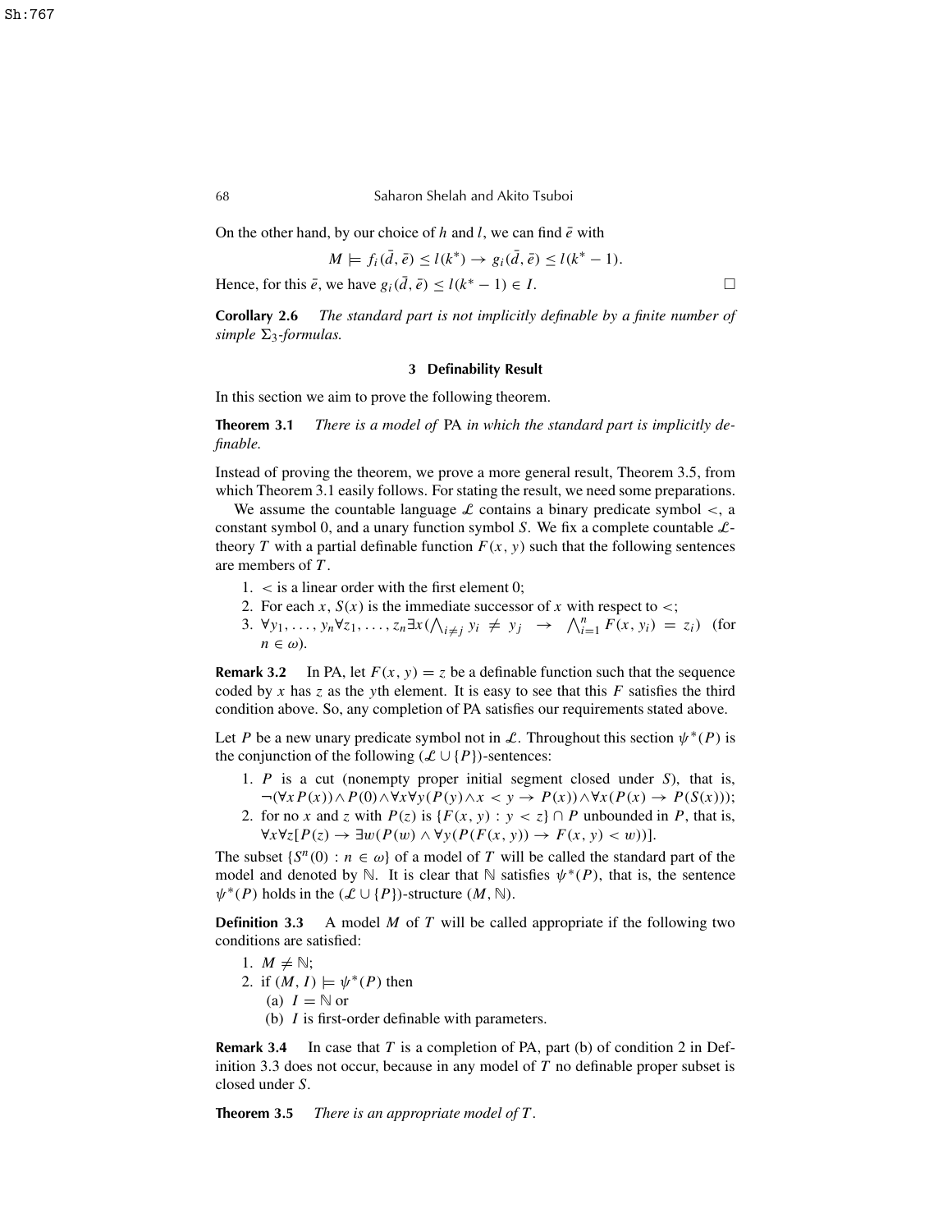On the other hand, by our choice of $h$ and $l$, we can find $\bar{e}$ with

$$M \models f_i(\bar{d}, \bar{e}) \leq l(k^*) \to g_i(\bar{d}, \bar{e}) \leq l(k^* - 1).$$

Hence, for this $\bar{e}$, we have $g_i(\bar{d}, \bar{e}) \leq l(k^* - 1) \in I$. □

**Corollary 2.6** *The standard part is not implicitly definable by a finite number of simple $\Sigma_3$-formulas.*

## 3 Definability Result

In this section we aim to prove the following theorem.

**Theorem 3.1** *There is a model of* PA *in which the standard part is implicitly definable.*

Instead of proving the theorem, we prove a more general result, Theorem 3.5, from which Theorem 3.1 easily follows. For stating the result, we need some preparations.

We assume the countable language $\mathcal{L}$ contains a binary predicate symbol $<$, a constant symbol 0, and a unary function symbol $S$. We fix a complete countable $\mathcal{L}$-theory $T$ with a partial definable function $F(x, y)$ such that the following sentences are members of $T$.

1. $<$ is a linear order with the first element 0;
2. For each $x$, $S(x)$ is the immediate successor of $x$ with respect to $<$;
3. $\forall y_1, \dots, y_n \forall z_1, \dots, z_n \exists x (\bigwedge_{i \neq j} y_i \neq y_j \to \bigwedge_{i=1}^{n} F(x, y_i) = z_i)$ (for $n \in \omega$).

**Remark 3.2** In PA, let $F(x, y) = z$ be a definable function such that the sequence coded by $x$ has $z$ as the $y$th element. It is easy to see that this $F$ satisfies the third condition above. So, any completion of PA satisfies our requirements stated above.

Let $P$ be a new unary predicate symbol not in $\mathcal{L}$. Throughout this section $\psi^*(P)$ is the conjunction of the following $(\mathcal{L} \cup \{P\})$-sentences:

1. $P$ is a cut (nonempty proper initial segment closed under $S$), that is, $\neg(\forall x P(x)) \wedge P(0) \wedge \forall x \forall y (P(y) \wedge x < y \to P(x)) \wedge \forall x (P(x) \to P(S(x)))$;
2. for no $x$ and $z$ with $P(z)$ is $\{F(x, y) : y < z\} \cap P$ unbounded in $P$, that is, $\forall x \forall z [P(z) \to \exists w (P(w) \wedge \forall y (P(F(x, y)) \to F(x, y) < w))]$.

The subset $\{S^n(0) : n \in \omega\}$ of a model of $T$ will be called the standard part of the model and denoted by $\mathbb{N}$. It is clear that $\mathbb{N}$ satisfies $\psi^*(P)$, that is, the sentence $\psi^*(P)$ holds in the $(\mathcal{L} \cup \{P\})$-structure $(M, \mathbb{N})$.

**Definition 3.3** A model $M$ of $T$ will be called appropriate if the following two conditions are satisfied:

1. $M \neq \mathbb{N}$;
2. if $(M, I) \models \psi^*(P)$ then
   (a) $I = \mathbb{N}$ or
   (b) $I$ is first-order definable with parameters.

**Remark 3.4** In case that $T$ is a completion of PA, part (b) of condition 2 in Definition 3.3 does not occur, because in any model of $T$ no definable proper subset is closed under $S$.

**Theorem 3.5** *There is an appropriate model of $T$.*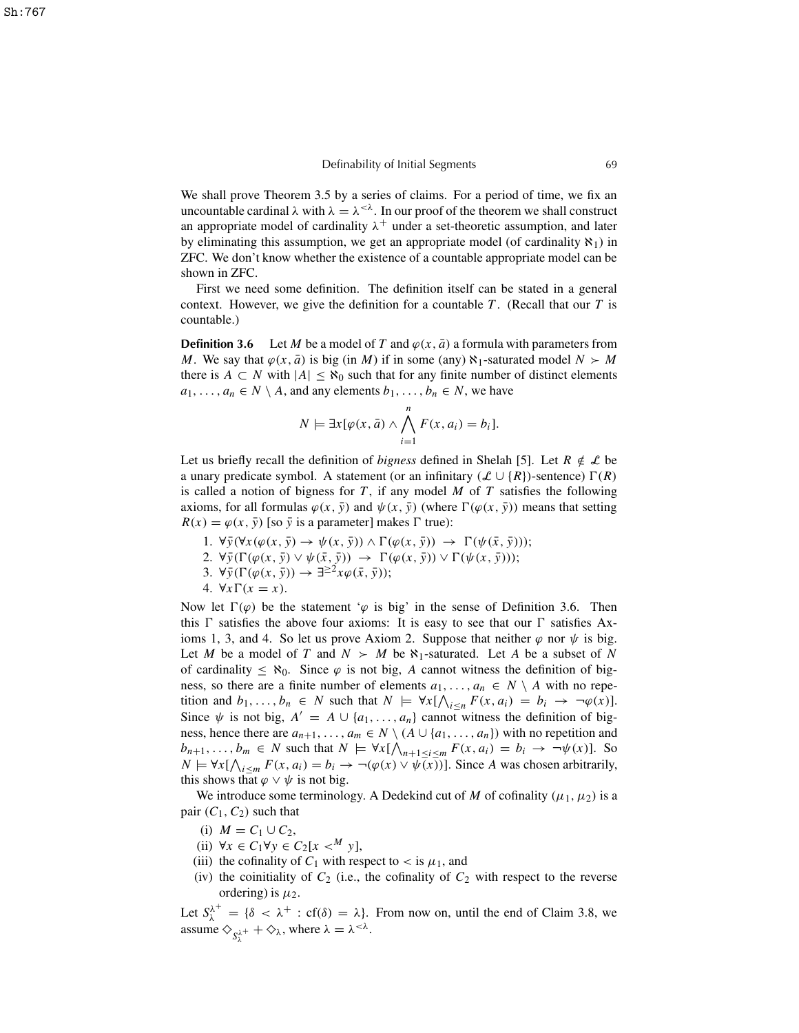We shall prove Theorem 3.5 by a series of claims. For a period of time, we fix an uncountable cardinal $\lambda$ with $\lambda = \lambda^{<\lambda}$. In our proof of the theorem we shall construct an appropriate model of cardinality $\lambda^+$ under a set-theoretic assumption, and later by eliminating this assumption, we get an appropriate model (of cardinality $\aleph_1$) in ZFC. We don't know whether the existence of a countable appropriate model can be shown in ZFC.

First we need some definition. The definition itself can be stated in a general context. However, we give the definition for a countable $T$. (Recall that our $T$ is countable.)

**Definition 3.6** Let $M$ be a model of $T$ and $\varphi(x, \bar{a})$ a formula with parameters from $M$. We say that $\varphi(x, \bar{a})$ is big (in $M$) if in some (any) $\aleph_1$-saturated model $N \succ M$ there is $A \subset N$ with $|A| \leq \aleph_0$ such that for any finite number of distinct elements $a_1, \ldots, a_n \in N \setminus A$, and any elements $b_1, \ldots, b_n \in N$, we have

$$N \models \exists x[\varphi(x, \bar{a}) \wedge \bigwedge_{i=1}^{n} F(x, a_i) = b_i].$$

Let us briefly recall the definition of *bigness* defined in Shelah [5]. Let $R \notin \mathcal{L}$ be a unary predicate symbol. A statement (or an infinitary $(\mathcal{L} \cup \{R\})$-sentence) $\Gamma(R)$ is called a notion of bigness for $T$, if any model $M$ of $T$ satisfies the following axioms, for all formulas $\varphi(x, \bar{y})$ and $\psi(x, \bar{y})$ (where $\Gamma(\varphi(x, \bar{y}))$ means that setting $R(x) = \varphi(x, \bar{y})$ [so $\bar{y}$ is a parameter] makes $\Gamma$ true):

1. $\forall \bar{y}(\forall x(\varphi(x, \bar{y}) \rightarrow \psi(x, \bar{y})) \wedge \Gamma(\varphi(x, \bar{y})) \ \rightarrow \ \Gamma(\psi(\bar{x}, \bar{y})))$;
2. $\forall \bar{y}(\Gamma(\varphi(x, \bar{y}) \vee \psi(\bar{x}, \bar{y})) \ \rightarrow \ \Gamma(\varphi(x, \bar{y})) \vee \Gamma(\psi(x, \bar{y})))$;
3. $\forall \bar{y}(\Gamma(\varphi(x, \bar{y})) \rightarrow \exists^{\geq 2} x \varphi(\bar{x}, \bar{y}))$;
4. $\forall x \Gamma(x = x)$.

Now let $\Gamma(\varphi)$ be the statement '$\varphi$ is big' in the sense of Definition 3.6. Then this $\Gamma$ satisfies the above four axioms: It is easy to see that our $\Gamma$ satisfies Axioms 1, 3, and 4. So let us prove Axiom 2. Suppose that neither $\varphi$ nor $\psi$ is big. Let $M$ be a model of $T$ and $N \succ M$ be $\aleph_1$-saturated. Let $A$ be a subset of $N$ of cardinality $\leq \aleph_0$. Since $\varphi$ is not big, $A$ cannot witness the definition of bigness, so there are a finite number of elements $a_1, \ldots, a_n \in N \setminus A$ with no repetition and $b_1, \ldots, b_n \in N$ such that $N \models \forall x[\bigwedge_{i \leq n} F(x, a_i) = b_i \rightarrow \neg\varphi(x)]$. Since $\psi$ is not big, $A' = A \cup \{a_1, \ldots, a_n\}$ cannot witness the definition of bigness, hence there are $a_{n+1}, \ldots, a_m \in N \setminus (A \cup \{a_1, \ldots, a_n\})$ with no repetition and $b_{n+1}, \ldots, b_m \in N$ such that $N \models \forall x[\bigwedge_{n+1 \leq i \leq m} F(x, a_i) = b_i \rightarrow \neg\psi(x)]$. So $N \models \forall x[\bigwedge_{i \leq m} F(x, a_i) = b_i \rightarrow \neg(\varphi(x) \vee \psi(x))]$. Since $A$ was chosen arbitrarily, this shows that $\varphi \vee \psi$ is not big.

We introduce some terminology. A Dedekind cut of $M$ of cofinality $(\mu_1, \mu_2)$ is a pair $(C_1, C_2)$ such that

(i) $M = C_1 \cup C_2$,
(ii) $\forall x \in C_1 \forall y \in C_2 [x <^M y]$,
(iii) the cofinality of $C_1$ with respect to $<$ is $\mu_1$, and
(iv) the coinitiality of $C_2$ (i.e., the cofinality of $C_2$ with respect to the reverse ordering) is $\mu_2$.

Let $S^{\lambda^+}_{\lambda} = \{\delta < \lambda^+ : \mathrm{cf}(\delta) = \lambda\}$. From now on, until the end of Claim 3.8, we assume $\diamondsuit_{S^{\lambda^+}_{\lambda}} + \diamondsuit_{\lambda}$, where $\lambda = \lambda^{<\lambda}$.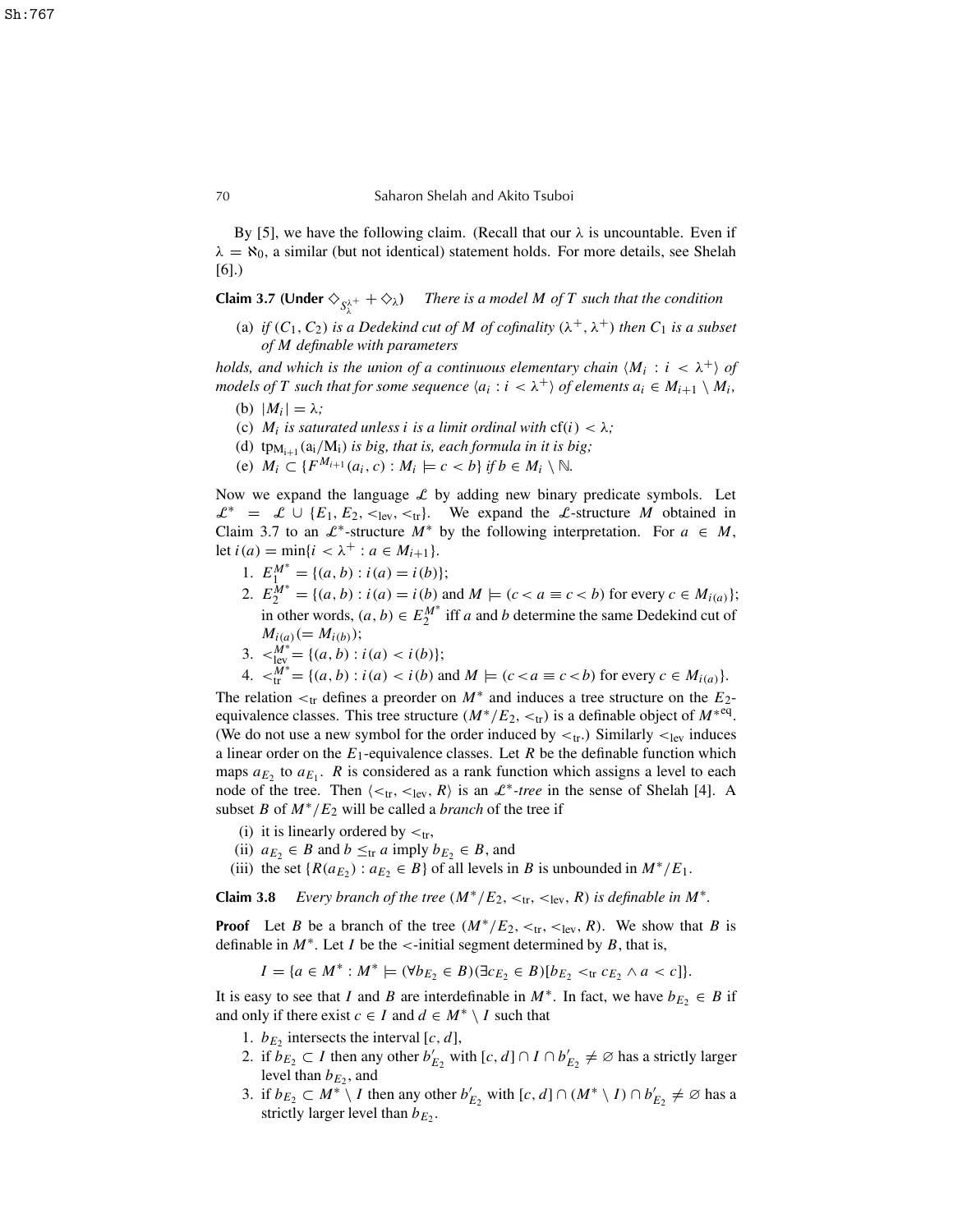By [5], we have the following claim. (Recall that our $\lambda$ is uncountable. Even if $\lambda = \aleph_0$, a similar (but not identical) statement holds. For more details, see Shelah [6].)

**Claim 3.7 (Under $\diamondsuit_{S^{\lambda^+}_\lambda} + \diamondsuit_\lambda$)** *There is a model $M$ of $T$ such that the condition*

(a) *if $(C_1, C_2)$ is a Dedekind cut of $M$ of cofinality $(\lambda^+, \lambda^+)$ then $C_1$ is a subset of $M$ definable with parameters*

*holds, and which is the union of a continuous elementary chain $\langle M_i : i < \lambda^+ \rangle$ of models of $T$ such that for some sequence $\langle a_i : i < \lambda^+ \rangle$ of elements $a_i \in M_{i+1} \setminus M_i$,*

(b) $|M_i| = \lambda$*;*

(c) *$M_i$ is saturated unless $i$ is a limit ordinal with $\mathrm{cf}(i) < \lambda$;*

(d) *$\mathrm{tp}_{M_{i+1}}(a_i/M_i)$ is big, that is, each formula in it is big;*

(e) $M_i \subset \{F^{M_{i+1}}(a_i, c) : M_i \models c < b\}$ *if* $b \in M_i \setminus \mathbb{N}$.

Now we expand the language $\mathcal{L}$ by adding new binary predicate symbols. Let $\mathcal{L}^* = \mathcal{L} \cup \{E_1, E_2, <_{\mathrm{lev}}, <_{\mathrm{tr}}\}$. We expand the $\mathcal{L}$-structure $M$ obtained in Claim 3.7 to an $\mathcal{L}^*$-structure $M^*$ by the following interpretation. For $a \in M$, let $i(a) = \min\{i < \lambda^+ : a \in M_{i+1}\}$.

1. $E_1^{M^*} = \{(a, b) : i(a) = i(b)\}$;
2. $E_2^{M^*} = \{(a, b) : i(a) = i(b)$ and $M \models (c < a \equiv c < b)$ for every $c \in M_{i(a)}\}$; in other words, $(a, b) \in E_2^{M^*}$ iff $a$ and $b$ determine the same Dedekind cut of $M_{i(a)} (= M_{i(b)})$;
3. $<_{\mathrm{lev}}^{M^*} = \{(a, b) : i(a) < i(b)\}$;
4. $<_{\mathrm{tr}}^{M^*} = \{(a, b) : i(a) < i(b)$ and $M \models (c < a \equiv c < b)$ for every $c \in M_{i(a)}\}$.

The relation $<_{\mathrm{tr}}$ defines a preorder on $M^*$ and induces a tree structure on the $E_2$-equivalence classes. This tree structure $(M^*/E_2, <_{\mathrm{tr}})$ is a definable object of $M^{*\mathrm{eq}}$. (We do not use a new symbol for the order induced by $<_{\mathrm{tr}}$.) Similarly $<_{\mathrm{lev}}$ induces a linear order on the $E_1$-equivalence classes. Let $R$ be the definable function which maps $a_{E_2}$ to $a_{E_1}$. $R$ is considered as a rank function which assigns a level to each node of the tree. Then $\langle <_{\mathrm{tr}}, <_{\mathrm{lev}}, R \rangle$ is an $\mathcal{L}^*$-*tree* in the sense of Shelah [4]. A subset $B$ of $M^*/E_2$ will be called a *branch* of the tree if

(i) it is linearly ordered by $<_{\mathrm{tr}}$,

(ii) $a_{E_2} \in B$ and $b \leq_{\mathrm{tr}} a$ imply $b_{E_2} \in B$, and

(iii) the set $\{R(a_{E_2}) : a_{E_2} \in B\}$ of all levels in $B$ is unbounded in $M^*/E_1$.

**Claim 3.8** *Every branch of the tree $(M^*/E_2, <_{\mathrm{tr}}, <_{\mathrm{lev}}, R)$ is definable in $M^*$.*

**Proof** Let $B$ be a branch of the tree $(M^*/E_2, <_{\mathrm{tr}}, <_{\mathrm{lev}}, R)$. We show that $B$ is definable in $M^*$. Let $I$ be the $<$-initial segment determined by $B$, that is,

$$I = \{a \in M^* : M^* \models (\forall b_{E_2} \in B)(\exists c_{E_2} \in B)[b_{E_2} <_{\mathrm{tr}} c_{E_2} \wedge a < c]\}.$$

It is easy to see that $I$ and $B$ are interdefinable in $M^*$. In fact, we have $b_{E_2} \in B$ if and only if there exist $c \in I$ and $d \in M^* \setminus I$ such that

1. $b_{E_2}$ intersects the interval $[c, d]$,
2. if $b_{E_2} \subset I$ then any other $b'_{E_2}$ with $[c, d] \cap I \cap b'_{E_2} \neq \varnothing$ has a strictly larger level than $b_{E_2}$, and
3. if $b_{E_2} \subset M^* \setminus I$ then any other $b'_{E_2}$ with $[c, d] \cap (M^* \setminus I) \cap b'_{E_2} \neq \varnothing$ has a strictly larger level than $b_{E_2}$.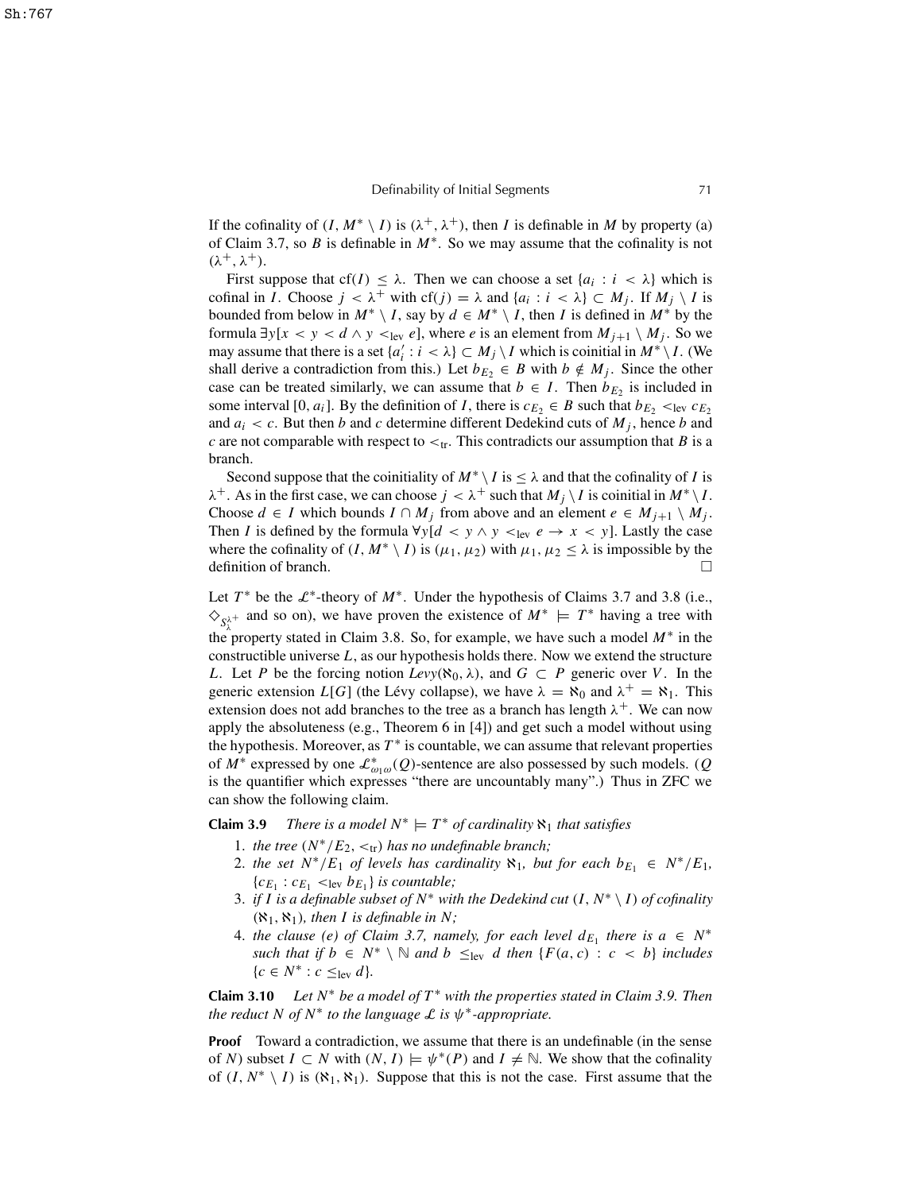If the cofinality of $(I, M^* \setminus I)$ is $(\lambda^+, \lambda^+)$, then $I$ is definable in $M$ by property (a) of Claim 3.7, so $B$ is definable in $M^*$. So we may assume that the cofinality is not $(\lambda^+, \lambda^+)$.

First suppose that $\mathrm{cf}(I) \le \lambda$. Then we can choose a set $\{a_i : i < \lambda\}$ which is cofinal in $I$. Choose $j < \lambda^+$ with $\mathrm{cf}(j) = \lambda$ and $\{a_i : i < \lambda\} \subset M_j$. If $M_j \setminus I$ is bounded from below in $M^* \setminus I$, say by $d \in M^* \setminus I$, then $I$ is defined in $M^*$ by the formula $\exists y[x < y < d \wedge y <_{\mathrm{lev}} e]$, where $e$ is an element from $M_{j+1} \setminus M_j$. So we may assume that there is a set $\{a'_i : i < \lambda\} \subset M_j \setminus I$ which is coinitial in $M^* \setminus I$. (We shall derive a contradiction from this.) Let $b_{E_2} \in B$ with $b \notin M_j$. Since the other case can be treated similarly, we can assume that $b \in I$. Then $b_{E_2}$ is included in some interval $[0, a_i]$. By the definition of $I$, there is $c_{E_2} \in B$ such that $b_{E_2} <_{\mathrm{lev}} c_{E_2}$ and $a_i < c$. But then $b$ and $c$ determine different Dedekind cuts of $M_j$, hence $b$ and $c$ are not comparable with respect to $<_{\mathrm{tr}}$. This contradicts our assumption that $B$ is a branch.

Second suppose that the coinitiality of $M^* \setminus I$ is $\le \lambda$ and that the cofinality of $I$ is $\lambda^+$. As in the first case, we can choose $j < \lambda^+$ such that $M_j \setminus I$ is coinitial in $M^* \setminus I$. Choose $d \in I$ which bounds $I \cap M_j$ from above and an element $e \in M_{j+1} \setminus M_j$. Then $I$ is defined by the formula $\forall y[d < y \wedge y <_{\mathrm{lev}} e \rightarrow x < y]$. Lastly the case where the cofinality of $(I, M^* \setminus I)$ is $(\mu_1, \mu_2)$ with $\mu_1, \mu_2 \le \lambda$ is impossible by the definition of branch. □

Let $T^*$ be the $\mathcal{L}^*$-theory of $M^*$. Under the hypothesis of Claims 3.7 and 3.8 (i.e., $\diamondsuit_{S^{\lambda^+}_{\lambda}}$ and so on), we have proven the existence of $M^* \models T^*$ having a tree with the property stated in Claim 3.8. So, for example, we have such a model $M^*$ in the constructible universe $L$, as our hypothesis holds there. Now we extend the structure $L$. Let $P$ be the forcing notion $Levy(\aleph_0, \lambda)$, and $G \subset P$ generic over $V$. In the generic extension $L[G]$ (the Lévy collapse), we have $\lambda = \aleph_0$ and $\lambda^+ = \aleph_1$. This extension does not add branches to the tree as a branch has length $\lambda^+$. We can now apply the absoluteness (e.g., Theorem 6 in [4]) and get such a model without using the hypothesis. Moreover, as $T^*$ is countable, we can assume that relevant properties of $M^*$ expressed by one $\mathcal{L}^*_{\omega_1\omega}(Q)$-sentence are also possessed by such models. ($Q$ is the quantifier which expresses "there are uncountably many".) Thus in ZFC we can show the following claim.

**Claim 3.9** *There is a model $N^* \models T^*$ of cardinality $\aleph_1$ that satisfies*

1. *the tree $(N^*/E_2, <_{\mathrm{tr}})$ has no undefinable branch;*
2. *the set $N^*/E_1$ of levels has cardinality $\aleph_1$, but for each $b_{E_1} \in N^*/E_1$, $\{c_{E_1} : c_{E_1} <_{\mathrm{lev}} b_{E_1}\}$ is countable;*
3. *if $I$ is a definable subset of $N^*$ with the Dedekind cut $(I, N^* \setminus I)$ of cofinality $(\aleph_1, \aleph_1)$, then $I$ is definable in $N$;*
4. *the clause (e) of Claim 3.7, namely, for each level $d_{E_1}$ there is $a \in N^*$ such that if $b \in N^* \setminus \mathbb{N}$ and $b \le_{\mathrm{lev}} d$ then $\{F(a, c) : c < b\}$ includes $\{c \in N^* : c \le_{\mathrm{lev}} d\}$.*

**Claim 3.10** *Let $N^*$ be a model of $T^*$ with the properties stated in Claim 3.9. Then the reduct $N$ of $N^*$ to the language $\mathcal{L}$ is $\psi^*$-appropriate.*

**Proof** Toward a contradiction, we assume that there is an undefinable (in the sense of $N$) subset $I \subset N$ with $(N, I) \models \psi^*(P)$ and $I \neq \mathbb{N}$. We show that the cofinality of $(I, N^* \setminus I)$ is $(\aleph_1, \aleph_1)$. Suppose that this is not the case. First assume that the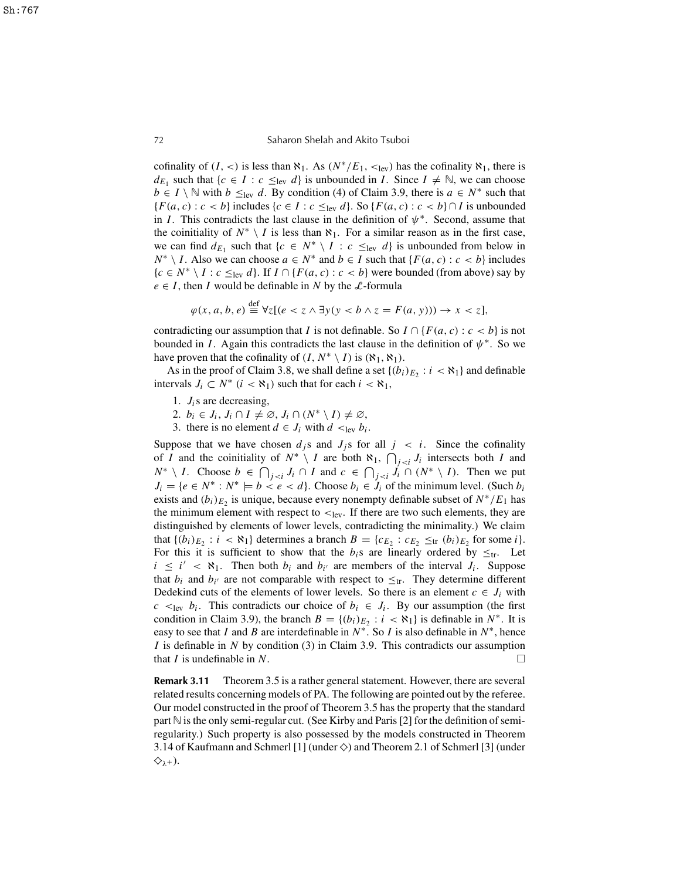cofinality of $(I, <)$ is less than $\aleph_1$. As $(N^*/E_1, <_{\text{lev}})$ has the cofinality $\aleph_1$, there is $d_{E_1}$ such that $\{c \in I : c \leq_{\text{lev}} d\}$ is unbounded in $I$. Since $I \neq \mathbb{N}$, we can choose $b \in I \setminus \mathbb{N}$ with $b \leq_{\text{lev}} d$. By condition (4) of Claim 3.9, there is $a \in N^*$ such that $\{F(a, c) : c < b\}$ includes $\{c \in I : c \leq_{\text{lev}} d\}$. So $\{F(a, c) : c < b\} \cap I$ is unbounded in $I$. This contradicts the last clause in the definition of $\psi^*$. Second, assume that the coinitiality of $N^* \setminus I$ is less than $\aleph_1$. For a similar reason as in the first case, we can find $d_{E_1}$ such that $\{c \in N^* \setminus I : c \leq_{\text{lev}} d\}$ is unbounded from below in $N^* \setminus I$. Also we can choose $a \in N^*$ and $b \in I$ such that $\{F(a, c) : c < b\}$ includes $\{c \in N^* \setminus I : c \leq_{\text{lev}} d\}$. If $I \cap \{F(a, c) : c < b\}$ were bounded (from above) say by $e \in I$, then $I$ would be definable in $N$ by the $\mathcal{L}$-formula

$$\varphi(x, a, b, e) \stackrel{\text{def}}{\equiv} \forall z[(e < z \wedge \exists y(y < b \wedge z = F(a, y))) \to x < z],$$

contradicting our assumption that $I$ is not definable. So $I \cap \{F(a, c) : c < b\}$ is not bounded in $I$. Again this contradicts the last clause in the definition of $\psi^*$. So we have proven that the cofinality of $(I, N^* \setminus I)$ is $(\aleph_1, \aleph_1)$.

As in the proof of Claim 3.8, we shall define a set $\{(b_i)_{E_2} : i < \aleph_1\}$ and definable intervals $J_i \subset N^*$ $(i < \aleph_1)$ such that for each $i < \aleph_1$,

1. $J_i$s are decreasing,
2. $b_i \in J_i$, $J_i \cap I \neq \varnothing$, $J_i \cap (N^* \setminus I) \neq \varnothing$,
3. there is no element $d \in J_i$ with $d <_{\text{lev}} b_i$.

Suppose that we have chosen $d_j$s and $J_j$s for all $j < i$. Since the cofinality of $I$ and the coinitiality of $N^* \setminus I$ are both $\aleph_1$, $\bigcap_{j<i} J_i$ intersects both $I$ and $N^* \setminus I$. Choose $b \in \bigcap_{j<i} J_i \cap I$ and $c \in \bigcap_{j<i} J_i \cap (N^* \setminus I)$. Then we put $J_i = \{e \in N^* : N^* \models b < e < d\}$. Choose $b_i \in J_i$ of the minimum level. (Such $b_i$ exists and $(b_i)_{E_2}$ is unique, because every nonempty definable subset of $N^*/E_1$ has the minimum element with respect to $<_{\text{lev}}$. If there are two such elements, they are distinguished by elements of lower levels, contradicting the minimality.) We claim that $\{(b_i)_{E_2} : i < \aleph_1\}$ determines a branch $B = \{c_{E_2} : c_{E_2} \leq_{\text{tr}} (b_i)_{E_2}$ for some $i\}$. For this it is sufficient to show that the $b_i$s are linearly ordered by $\leq_{\text{tr}}$. Let $i \leq i' < \aleph_1$. Then both $b_i$ and $b_{i'}$ are members of the interval $J_i$. Suppose that $b_i$ and $b_{i'}$ are not comparable with respect to $\leq_{\text{tr}}$. They determine different Dedekind cuts of the elements of lower levels. So there is an element $c \in J_i$ with $c <_{\text{lev}} b_i$. This contradicts our choice of $b_i \in J_i$. By our assumption (the first condition in Claim 3.9), the branch $B = \{(b_i)_{E_2} : i < \aleph_1\}$ is definable in $N^*$. It is easy to see that $I$ and $B$ are interdefinable in $N^*$. So $I$ is also definable in $N^*$, hence $I$ is definable in $N$ by condition (3) in Claim 3.9. This contradicts our assumption that $I$ is undefinable in $N$. □

**Remark 3.11** Theorem 3.5 is a rather general statement. However, there are several related results concerning models of PA. The following are pointed out by the referee. Our model constructed in the proof of Theorem 3.5 has the property that the standard part $\mathbb{N}$ is the only semi-regular cut. (See Kirby and Paris [2] for the definition of semi-regularity.) Such property is also possessed by the models constructed in Theorem 3.14 of Kaufmann and Schmerl [1] (under $\diamondsuit$) and Theorem 2.1 of Schmerl [3] (under $\diamondsuit_{\lambda^+}$).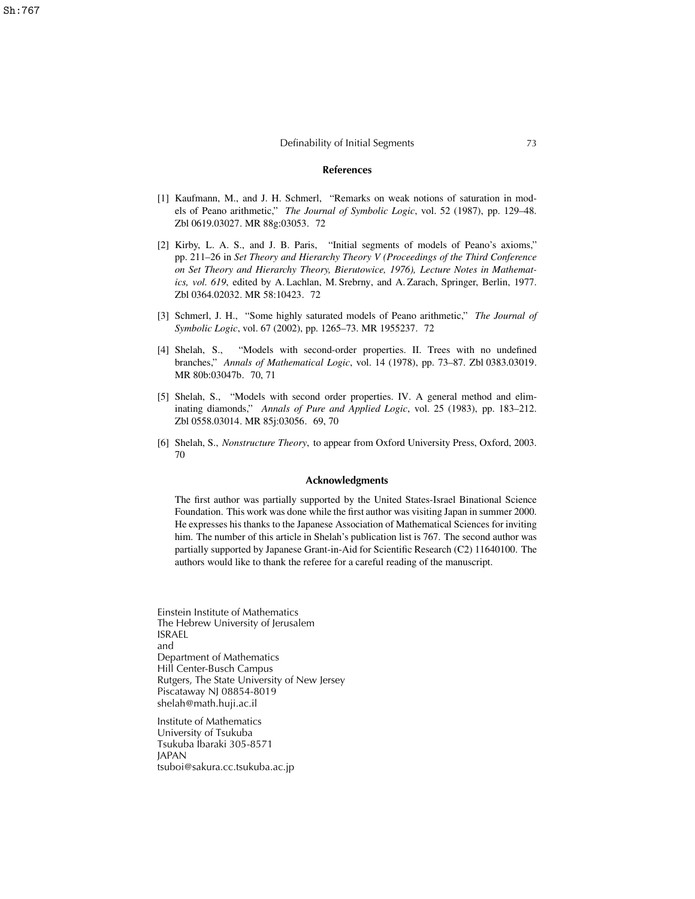## References

[1] Kaufmann, M., and J. H. Schmerl, "Remarks on weak notions of saturation in models of Peano arithmetic," *The Journal of Symbolic Logic*, vol. 52 (1987), pp. 129–48. Zbl 0619.03027. MR 88g:03053. 72

[2] Kirby, L. A. S., and J. B. Paris, "Initial segments of models of Peano's axioms," pp. 211–26 in *Set Theory and Hierarchy Theory V (Proceedings of the Third Conference on Set Theory and Hierarchy Theory, Bierutowice, 1976), Lecture Notes in Mathematics, vol. 619*, edited by A. Lachlan, M. Srebrny, and A. Zarach, Springer, Berlin, 1977. Zbl 0364.02032. MR 58:10423. 72

[3] Schmerl, J. H., "Some highly saturated models of Peano arithmetic," *The Journal of Symbolic Logic*, vol. 67 (2002), pp. 1265–73. MR 1955237. 72

[4] Shelah, S., "Models with second-order properties. II. Trees with no undefined branches," *Annals of Mathematical Logic*, vol. 14 (1978), pp. 73–87. Zbl 0383.03019. MR 80b:03047b. 70, 71

[5] Shelah, S., "Models with second order properties. IV. A general method and eliminating diamonds," *Annals of Pure and Applied Logic*, vol. 25 (1983), pp. 183–212. Zbl 0558.03014. MR 85j:03056. 69, 70

[6] Shelah, S., *Nonstructure Theory*, to appear from Oxford University Press, Oxford, 2003. 70

## Acknowledgments

The first author was partially supported by the United States-Israel Binational Science Foundation. This work was done while the first author was visiting Japan in summer 2000. He expresses his thanks to the Japanese Association of Mathematical Sciences for inviting him. The number of this article in Shelah's publication list is 767. The second author was partially supported by Japanese Grant-in-Aid for Scientific Research (C2) 11640100. The authors would like to thank the referee for a careful reading of the manuscript.

Einstein Institute of Mathematics
The Hebrew University of Jerusalem
ISRAEL
and
Department of Mathematics
Hill Center-Busch Campus
Rutgers, The State University of New Jersey
Piscataway NJ 08854-8019
shelah@math.huji.ac.il

Institute of Mathematics
University of Tsukuba
Tsukuba Ibaraki 305-8571
JAPAN
tsuboi@sakura.cc.tsukuba.ac.jp